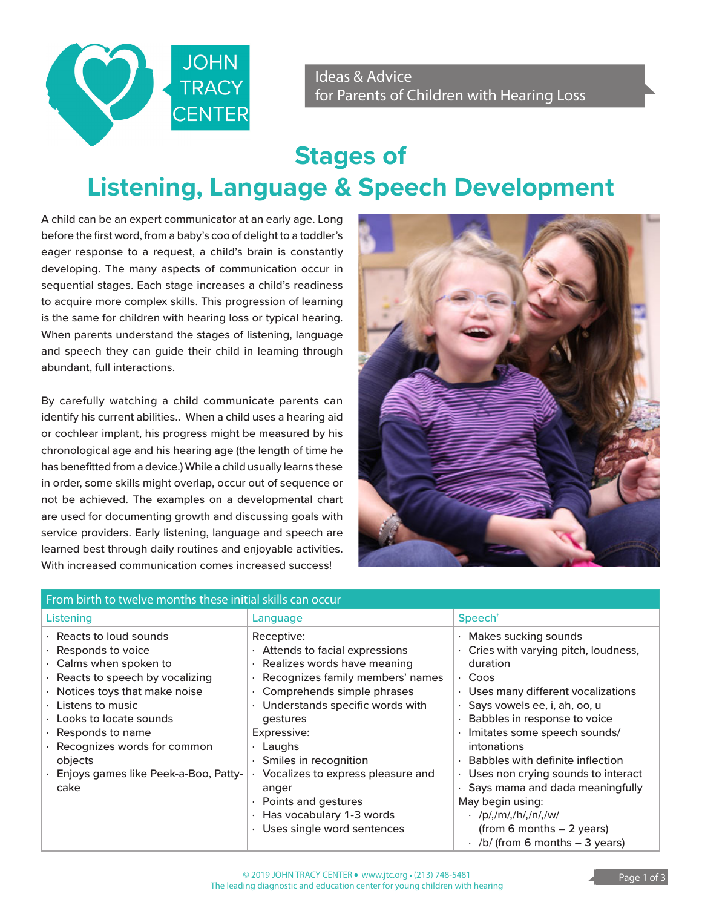JOHN TRACY CENTER

Ideas & Advice
for Parents of Children with Hearing Loss

# Stages of Listening, Language & Speech Development

A child can be an expert communicator at an early age. Long before the first word, from a baby's coo of delight to a toddler's eager response to a request, a child's brain is constantly developing. The many aspects of communication occur in sequential stages. Each stage increases a child's readiness to acquire more complex skills. This progression of learning is the same for children with hearing loss or typical hearing. When parents understand the stages of listening, language and speech they can guide their child in learning through abundant, full interactions.

By carefully watching a child communicate parents can identify his current abilities.. When a child uses a hearing aid or cochlear implant, his progress might be measured by his chronological age and his hearing age (the length of time he has benefitted from a device.) While a child usually learns these in order, some skills might overlap, occur out of sequence or not be achieved. The examples on a developmental chart are used for documenting growth and discussing goals with service providers. Early listening, language and speech are learned best through daily routines and enjoyable activities. With increased communication comes increased success!

| From birth to twelve months these initial skills can occur | | |
|---|---|---|
| **Listening** | **Language** | **Speech**[1] |
| · Reacts to loud sounds<br>· Responds to voice<br>· Calms when spoken to<br>· Reacts to speech by vocalizing<br>· Notices toys that make noise<br>· Listens to music<br>· Looks to locate sounds<br>· Responds to name<br>· Recognizes words for common objects<br>· Enjoys games like Peek-a-Boo, Patty-cake | Receptive:<br>· Attends to facial expressions<br>· Realizes words have meaning<br>· Recognizes family members' names<br>· Comprehends simple phrases<br>· Understands specific words with gestures<br>Expressive:<br>· Laughs<br>· Smiles in recognition<br>· Vocalizes to express pleasure and anger<br>· Points and gestures<br>· Has vocabulary 1-3 words<br>· Uses single word sentences | · Makes sucking sounds<br>· Cries with varying pitch, loudness, duration<br>· Coos<br>· Uses many different vocalizations<br>· Says vowels ee, i, ah, oo, u<br>· Babbles in response to voice<br>· Imitates some speech sounds/ intonations<br>· Babbles with definite inflection<br>· Uses non crying sounds to interact<br>· Says mama and dada meaningfully<br>May begin using:<br>· /p/,/m/,/h/,/n/,/w/ (from 6 months – 2 years)<br>· /b/ (from 6 months – 3 years) |

© 2019 JOHN TRACY CENTER • www.jtc.org • (213) 748-5481
The leading diagnostic and education center for young children with hearing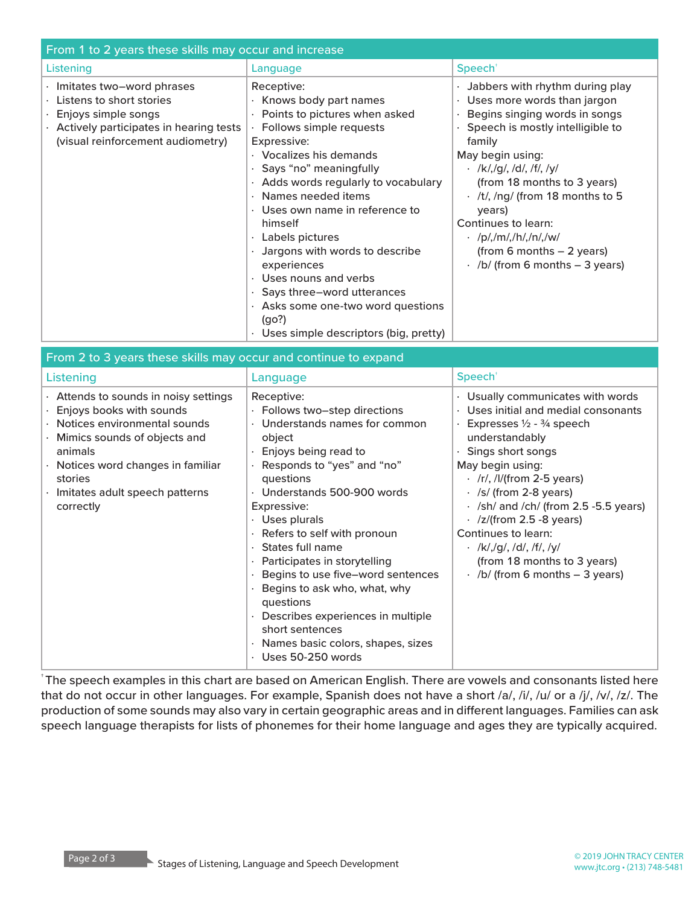## From 1 to 2 years these skills may occur and increase

| Listening | Language | Speech[†] |
|---|---|---|
| · Imitates two–word phrases<br>· Listens to short stories<br>· Enjoys simple songs<br>· Actively participates in hearing tests (visual reinforcement audiometry) | Receptive:<br>· Knows body part names<br>· Points to pictures when asked<br>· Follows simple requests<br>Expressive:<br>· Vocalizes his demands<br>· Says “no” meaningfully<br>· Adds words regularly to vocabulary<br>· Names needed items<br>· Uses own name in reference to himself<br>· Labels pictures<br>· Jargons with words to describe experiences<br>· Uses nouns and verbs<br>· Says three–word utterances<br>· Asks some one-two word questions (go?)<br>· Uses simple descriptors (big, pretty) | · Jabbers with rhythm during play<br>· Uses more words than jargon<br>· Begins singing words in songs<br>· Speech is mostly intelligible to family<br>May begin using:<br>· /k/,/g/, /d/, /f/, /y/ (from 18 months to 3 years)<br>· /t/, /ng/ (from 18 months to 5 years)<br>Continues to learn:<br>· /p/,/m/,/h/,/n/,/w/ (from 6 months – 2 years)<br>· /b/ (from 6 months – 3 years) |

## From 2 to 3 years these skills may occur and continue to expand

| Listening | Language | Speech[†] |
|---|---|---|
| · Attends to sounds in noisy settings<br>· Enjoys books with sounds<br>· Notices environmental sounds<br>· Mimics sounds of objects and animals<br>· Notices word changes in familiar stories<br>· Imitates adult speech patterns correctly | Receptive:<br>· Follows two–step directions<br>· Understands names for common object<br>· Enjoys being read to<br>· Responds to “yes” and “no” questions<br>· Understands 500-900 words<br>Expressive:<br>· Uses plurals<br>· Refers to self with pronoun<br>· States full name<br>· Participates in storytelling<br>· Begins to use five–word sentences<br>· Begins to ask who, what, why questions<br>· Describes experiences in multiple short sentences<br>· Names basic colors, shapes, sizes<br>· Uses 50-250 words | · Usually communicates with words<br>· Uses initial and medial consonants<br>· Expresses ½ - ¾ speech understandably<br>· Sings short songs<br>May begin using:<br>· /r/, /l/(from 2-5 years)<br>· /s/ (from 2-8 years)<br>· /sh/ and /ch/ (from 2.5 -5.5 years)<br>· /z/(from 2.5 -8 years)<br>Continues to learn:<br>· /k/,/g/, /d/, /f/, /y/ (from 18 months to 3 years)<br>· /b/ (from 6 months – 3 years) |

[†] The speech examples in this chart are based on American English. There are vowels and consonants listed here that do not occur in other languages. For example, Spanish does not have a short /a/, /i/, /u/ or a /j/, /v/, /z/. The production of some sounds may also vary in certain geographic areas and in different languages. Families can ask speech language therapists for lists of phonemes for their home language and ages they are typically acquired.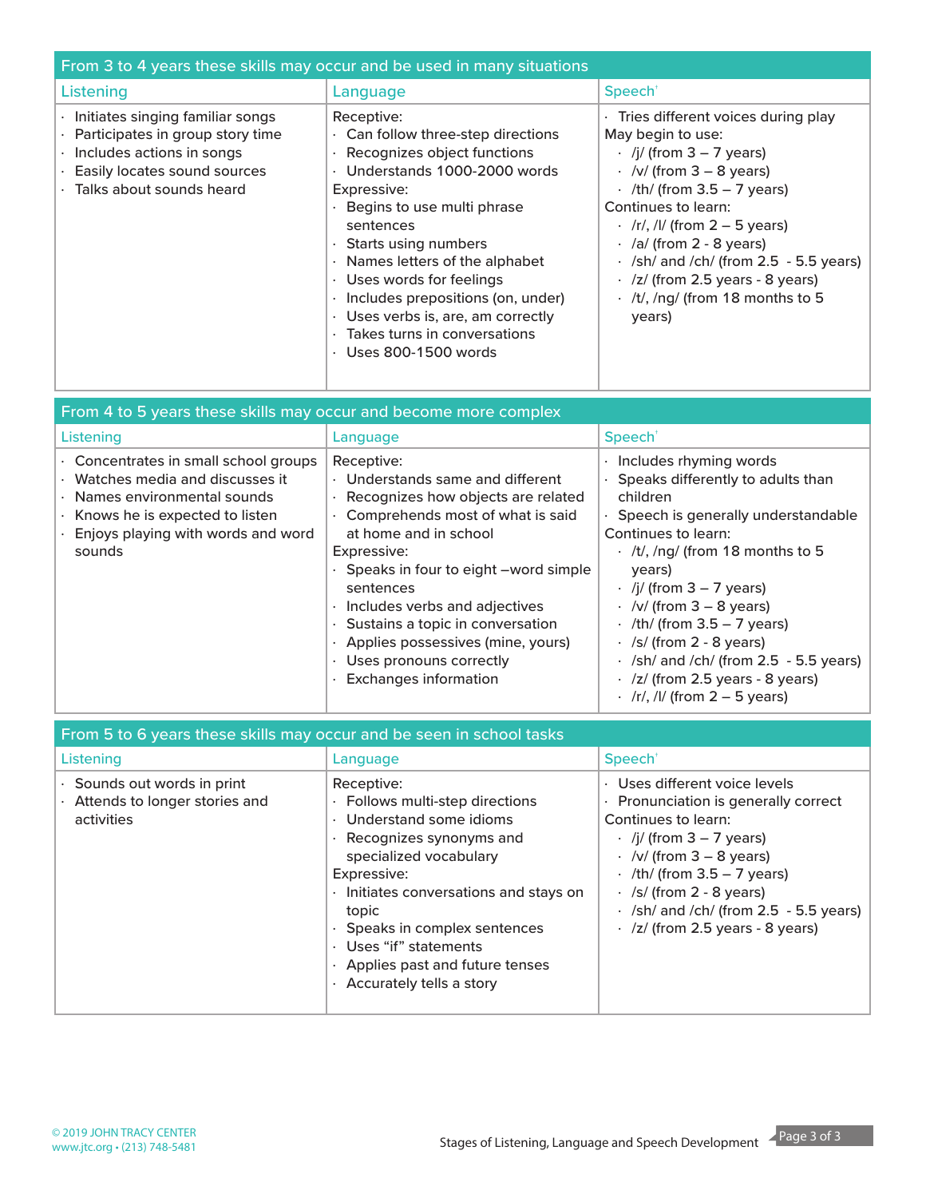## From 3 to 4 years these skills may occur and be used in many situations

| Listening | Language | Speech[1] |
| --- | --- | --- |
| · Initiates singing familiar songs<br>· Participates in group story time<br>· Includes actions in songs<br>· Easily locates sound sources<br>· Talks about sounds heard | Receptive:<br>· Can follow three-step directions<br>· Recognizes object functions<br>· Understands 1000-2000 words<br>Expressive:<br>· Begins to use multi phrase sentences<br>· Starts using numbers<br>· Names letters of the alphabet<br>· Uses words for feelings<br>· Includes prepositions (on, under)<br>· Uses verbs is, are, am correctly<br>· Takes turns in conversations<br>· Uses 800-1500 words | · Tries different voices during play<br>May begin to use:<br>· /j/ (from 3 – 7 years)<br>· /v/ (from 3 – 8 years)<br>· /th/ (from 3.5 – 7 years)<br>Continues to learn:<br>· /r/, /l/ (from 2 – 5 years)<br>· /a/ (from 2 - 8 years)<br>· /sh/ and /ch/ (from 2.5 - 5.5 years)<br>· /z/ (from 2.5 years - 8 years)<br>· /t/, /ng/ (from 18 months to 5 years) |

## From 4 to 5 years these skills may occur and become more complex

| Listening | Language | Speech[1] |
| --- | --- | --- |
| · Concentrates in small school groups<br>· Watches media and discusses it<br>· Names environmental sounds<br>· Knows he is expected to listen<br>· Enjoys playing with words and word sounds | Receptive:<br>· Understands same and different<br>· Recognizes how objects are related<br>· Comprehends most of what is said at home and in school<br>Expressive:<br>· Speaks in four to eight –word simple sentences<br>· Includes verbs and adjectives<br>· Sustains a topic in conversation<br>· Applies possessives (mine, yours)<br>· Uses pronouns correctly<br>· Exchanges information | · Includes rhyming words<br>· Speaks differently to adults than children<br>· Speech is generally understandable<br>Continues to learn:<br>· /t/, /ng/ (from 18 months to 5 years)<br>· /j/ (from 3 – 7 years)<br>· /v/ (from 3 – 8 years)<br>· /th/ (from 3.5 – 7 years)<br>· /s/ (from 2 - 8 years)<br>· /sh/ and /ch/ (from 2.5 - 5.5 years)<br>· /z/ (from 2.5 years - 8 years)<br>· /r/, /l/ (from 2 – 5 years) |

## From 5 to 6 years these skills may occur and be seen in school tasks

| Listening | Language | Speech[1] |
| --- | --- | --- |
| · Sounds out words in print<br>· Attends to longer stories and activities | Receptive:<br>· Follows multi-step directions<br>· Understand some idioms<br>· Recognizes synonyms and specialized vocabulary<br>Expressive:<br>· Initiates conversations and stays on topic<br>· Speaks in complex sentences<br>· Uses "if" statements<br>· Applies past and future tenses<br>· Accurately tells a story | · Uses different voice levels<br>· Pronunciation is generally correct<br>Continues to learn:<br>· /j/ (from 3 – 7 years)<br>· /v/ (from 3 – 8 years)<br>· /th/ (from 3.5 – 7 years)<br>· /s/ (from 2 - 8 years)<br>· /sh/ and /ch/ (from 2.5 - 5.5 years)<br>· /z/ (from 2.5 years - 8 years) |

© 2019 JOHN TRACY CENTER
www.jtc.org • (213) 748-5481